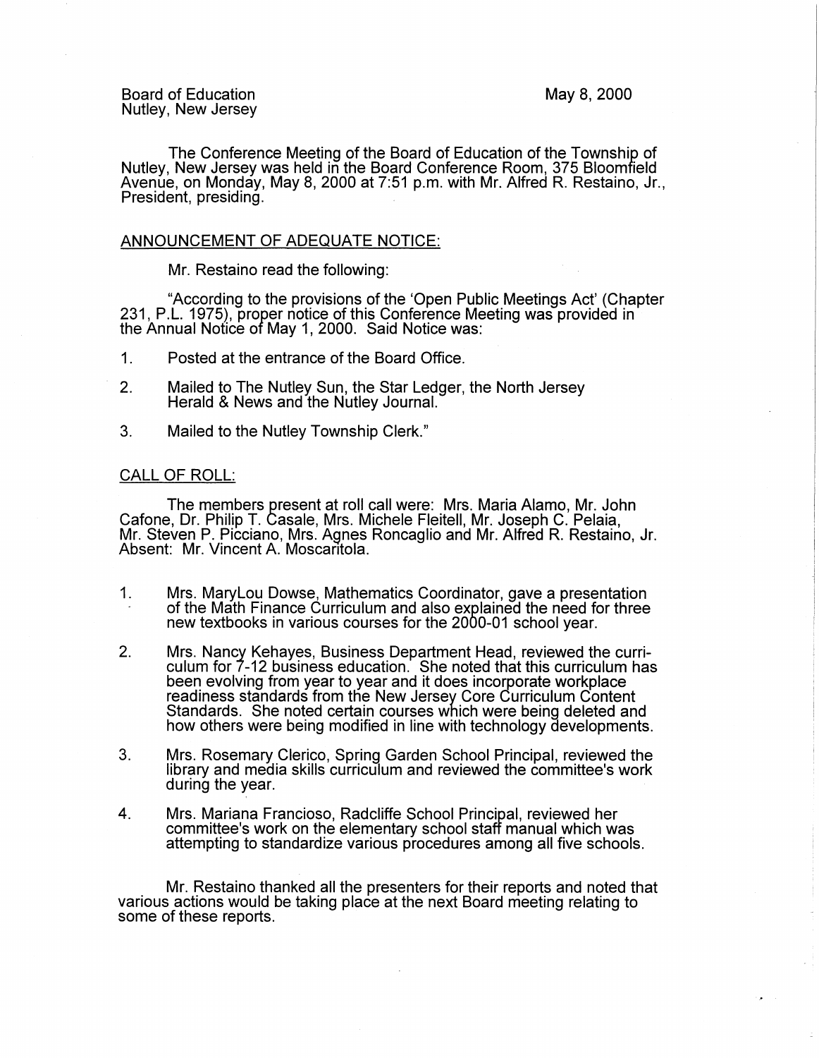Board of Education
Nutley, New Jersey

May 8, 2000

The Conference Meeting of the Board of Education of the Township of Nutley, New Jersey was held in the Board Conference Room, 375 Bloomfield Avenue, on Monday, May 8, 2000 at 7:51 p.m. with Mr. Alfred R. Restaino, Jr., President, presiding.

ANNOUNCEMENT OF ADEQUATE NOTICE:

Mr. Restaino read the following:

"According to the provisions of the 'Open Public Meetings Act' (Chapter 231, P.L. 1975), proper notice of this Conference Meeting was provided in the Annual Notice of May 1, 2000. Said Notice was:

1. Posted at the entrance of the Board Office.
2. Mailed to The Nutley Sun, the Star Ledger, the North Jersey Herald & News and the Nutley Journal.
3. Mailed to the Nutley Township Clerk."

CALL OF ROLL:

The members present at roll call were: Mrs. Maria Alamo, Mr. John Cafone, Dr. Philip T. Casale, Mrs. Michele Fleitell, Mr. Joseph C. Pelaia, Mr. Steven P. Picciano, Mrs. Agnes Roncaglio and Mr. Alfred R. Restaino, Jr. Absent: Mr. Vincent A. Moscaritola.

1. Mrs. MaryLou Dowse, Mathematics Coordinator, gave a presentation of the Math Finance Curriculum and also explained the need for three new textbooks in various courses for the 2000-01 school year.
2. Mrs. Nancy Kehayes, Business Department Head, reviewed the curriculum for 7-12 business education. She noted that this curriculum has been evolving from year to year and it does incorporate workplace readiness standards from the New Jersey Core Curriculum Content Standards. She noted certain courses which were being deleted and how others were being modified in line with technology developments.
3. Mrs. Rosemary Clerico, Spring Garden School Principal, reviewed the library and media skills curriculum and reviewed the committee's work during the year.
4. Mrs. Mariana Francioso, Radcliffe School Principal, reviewed her committee's work on the elementary school staff manual which was attempting to standardize various procedures among all five schools.

Mr. Restaino thanked all the presenters for their reports and noted that various actions would be taking place at the next Board meeting relating to some of these reports.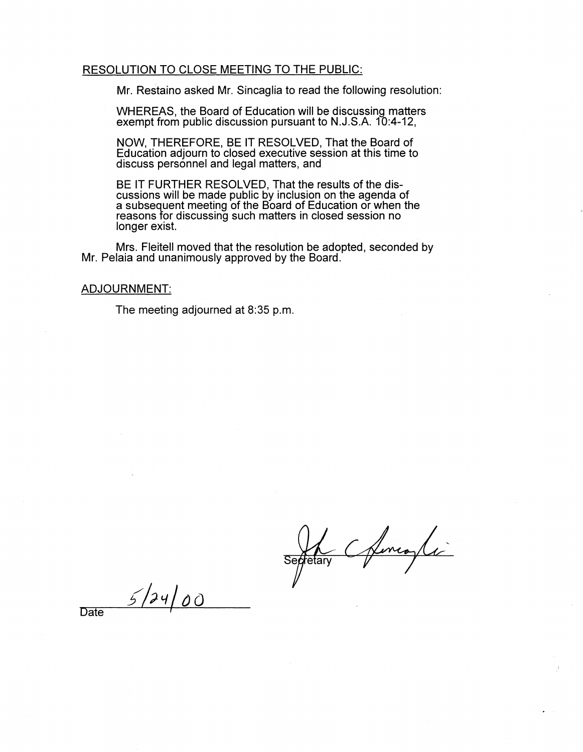RESOLUTION TO CLOSE MEETING TO THE PUBLIC:

Mr. Restaino asked Mr. Sincaglia to read the following resolution:

WHEREAS, the Board of Education will be discussing matters exempt from public discussion pursuant to N.J.S.A. 10:4-12,

NOW, THEREFORE, BE IT RESOLVED, That the Board of Education adjourn to closed executive session at this time to discuss personnel and legal matters, and

BE IT FURTHER RESOLVED, That the results of the discussions will be made public by inclusion on the agenda of a subsequent meeting of the Board of Education or when the reasons for discussing such matters in closed session no longer exist.

Mrs. Fleitell moved that the resolution be adopted, seconded by Mr. Pelaia and unanimously approved by the Board.

ADJOURNMENT:

The meeting adjourned at 8:35 p.m.

Secretary

Date 5/24/00